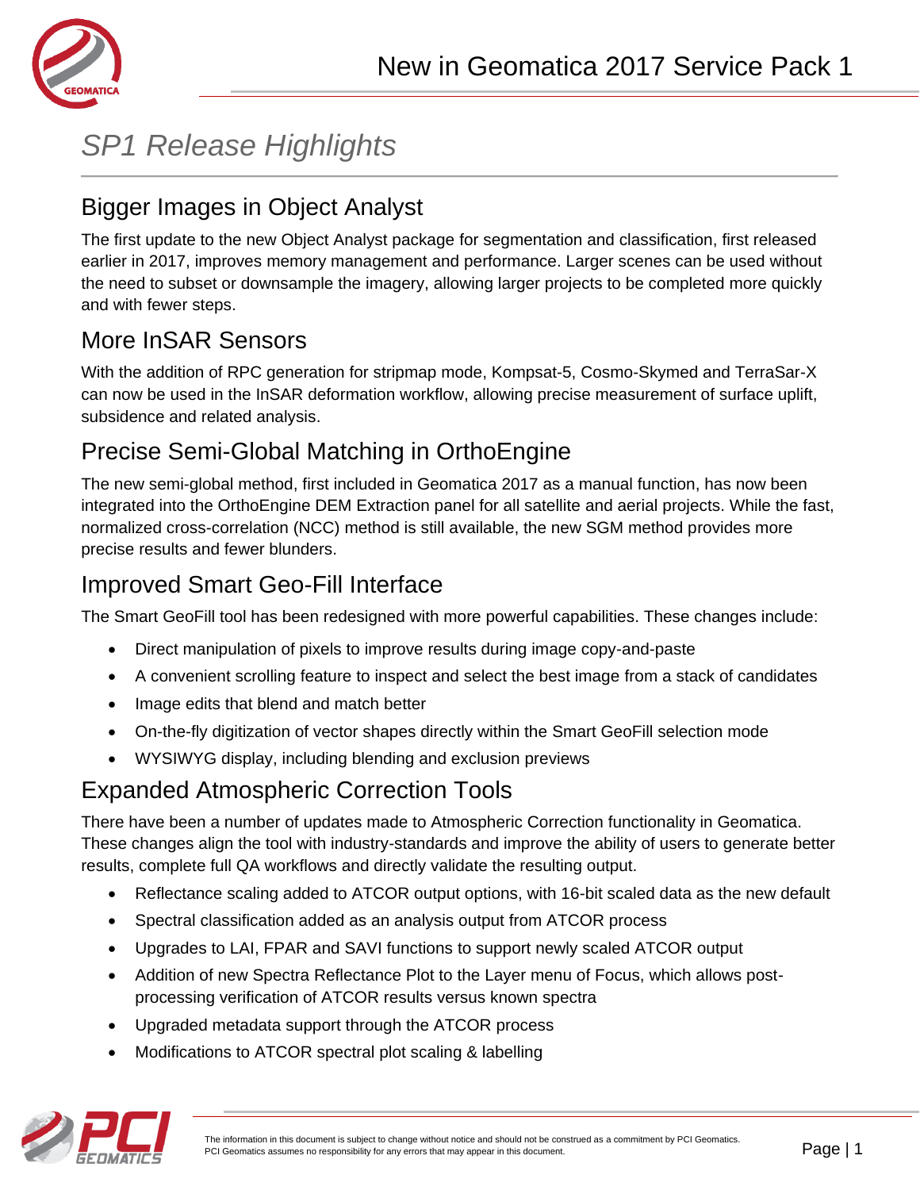# New in Geomatica 2017 Service Pack 1

## SP1 Release Highlights

### Bigger Images in Object Analyst

The first update to the new Object Analyst package for segmentation and classification, first released earlier in 2017, improves memory management and performance. Larger scenes can be used without the need to subset or downsample the imagery, allowing larger projects to be completed more quickly and with fewer steps.

### More InSAR Sensors

With the addition of RPC generation for stripmap mode, Kompsat-5, Cosmo-Skymed and TerraSar-X can now be used in the InSAR deformation workflow, allowing precise measurement of surface uplift, subsidence and related analysis.

### Precise Semi-Global Matching in OrthoEngine

The new semi-global method, first included in Geomatica 2017 as a manual function, has now been integrated into the OrthoEngine DEM Extraction panel for all satellite and aerial projects. While the fast, normalized cross-correlation (NCC) method is still available, the new SGM method provides more precise results and fewer blunders.

### Improved Smart Geo-Fill Interface

The Smart GeoFill tool has been redesigned with more powerful capabilities. These changes include:

- Direct manipulation of pixels to improve results during image copy-and-paste
- A convenient scrolling feature to inspect and select the best image from a stack of candidates
- Image edits that blend and match better
- On-the-fly digitization of vector shapes directly within the Smart GeoFill selection mode
- WYSIWYG display, including blending and exclusion previews

### Expanded Atmospheric Correction Tools

There have been a number of updates made to Atmospheric Correction functionality in Geomatica. These changes align the tool with industry-standards and improve the ability of users to generate better results, complete full QA workflows and directly validate the resulting output.

- Reflectance scaling added to ATCOR output options, with 16-bit scaled data as the new default
- Spectral classification added as an analysis output from ATCOR process
- Upgrades to LAI, FPAR and SAVI functions to support newly scaled ATCOR output
- Addition of new Spectra Reflectance Plot to the Layer menu of Focus, which allows post-processing verification of ATCOR results versus known spectra
- Upgraded metadata support through the ATCOR process
- Modifications to ATCOR spectral plot scaling & labelling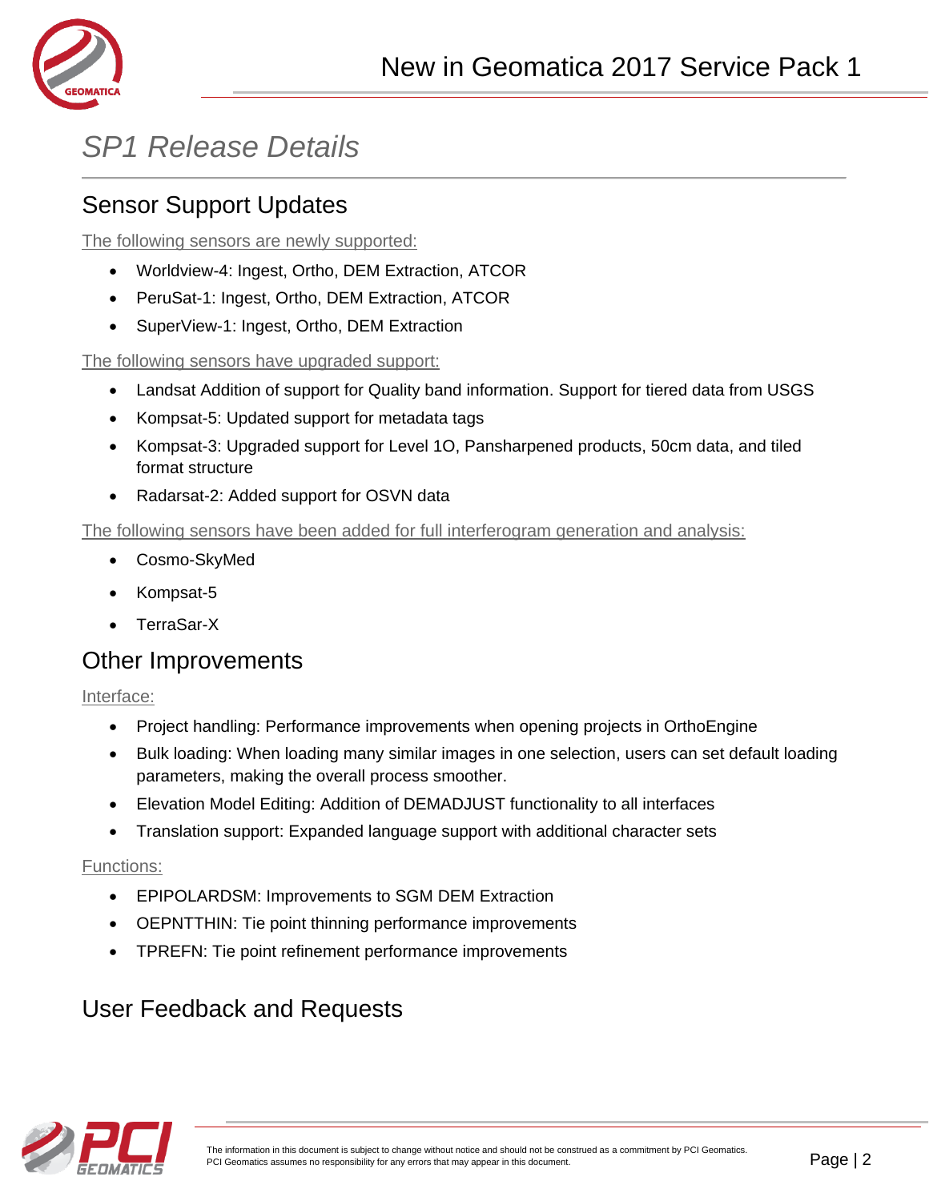# SP1 Release Details

## Sensor Support Updates

The following sensors are newly supported:

- Worldview-4: Ingest, Ortho, DEM Extraction, ATCOR
- PeruSat-1: Ingest, Ortho, DEM Extraction, ATCOR
- SuperView-1: Ingest, Ortho, DEM Extraction

The following sensors have upgraded support:

- Landsat Addition of support for Quality band information. Support for tiered data from USGS
- Kompsat-5: Updated support for metadata tags
- Kompsat-3: Upgraded support for Level 1O, Pansharpened products, 50cm data, and tiled format structure
- Radarsat-2: Added support for OSVN data

The following sensors have been added for full interferogram generation and analysis:

- Cosmo-SkyMed
- Kompsat-5
- TerraSar-X

## Other Improvements

Interface:

- Project handling: Performance improvements when opening projects in OrthoEngine
- Bulk loading: When loading many similar images in one selection, users can set default loading parameters, making the overall process smoother.
- Elevation Model Editing: Addition of DEMADJUST functionality to all interfaces
- Translation support: Expanded language support with additional character sets

Functions:

- EPIPOLARDSM: Improvements to SGM DEM Extraction
- OEPNTTHIN: Tie point thinning performance improvements
- TPREFN: Tie point refinement performance improvements

## User Feedback and Requests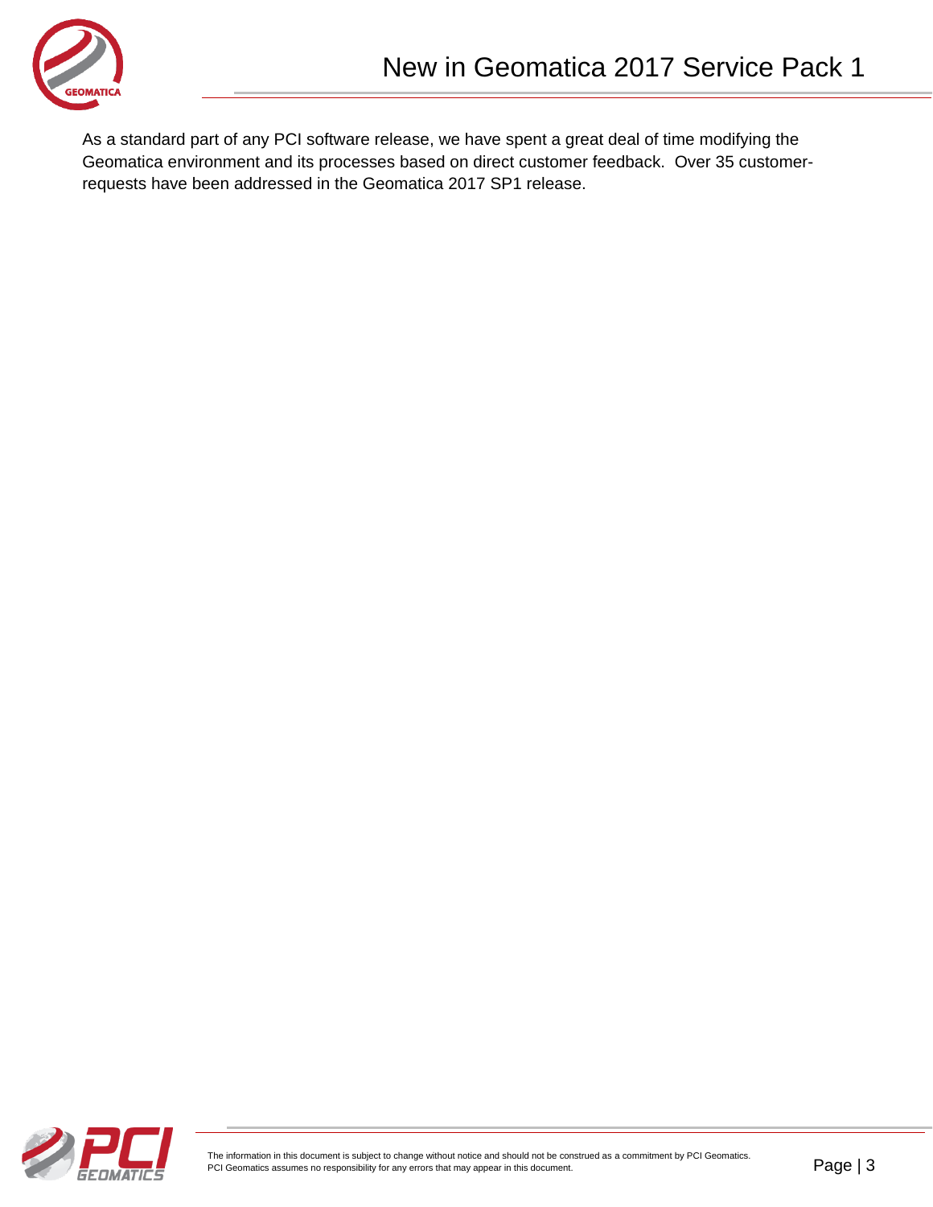As a standard part of any PCI software release, we have spent a great deal of time modifying the Geomatica environment and its processes based on direct customer feedback. Over 35 customer-requests have been addressed in the Geomatica 2017 SP1 release.